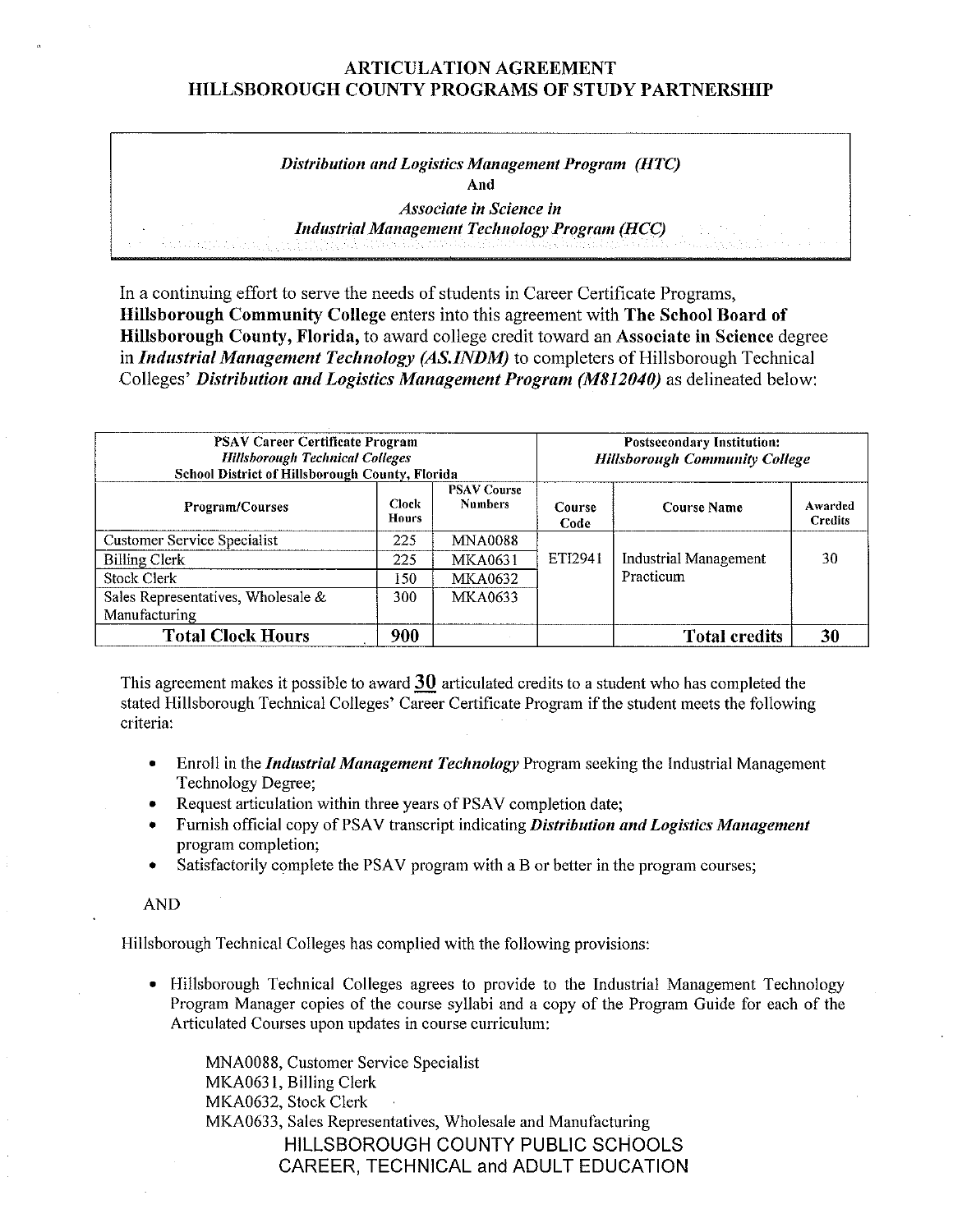# ARTICULATION AGREEMENT
# HILLSBOROUGH COUNTY PROGRAMS OF STUDY PARTNERSHIP

*Distribution and Logistics Management Program (HTC)*
**And**
*Associate in Science in*
*Industrial Management Technology Program (HCC)*

In a continuing effort to serve the needs of students in Career Certificate Programs, **Hillsborough Community College** enters into this agreement with **The School Board of Hillsborough County, Florida,** to award college credit toward an **Associate in Science** degree in ***Industrial Management Technology (AS.INDM)*** to completers of Hillsborough Technical Colleges' ***Distribution and Logistics Management Program (M812040)*** as delineated below:

| PSAV Career Certificate Program *Hillsborough Technical Colleges* School District of Hillsborough County, Florida | | | Postsecondary Institution: *Hillsborough Community College* | | |
|---|---|---|---|---|---|
| **Program/Courses** | **Clock Hours** | **PSAV Course Numbers** | **Course Code** | **Course Name** | **Awarded Credits** |
| Customer Service Specialist | 225 | MNA0088 | ETI2941 | Industrial Management Practicum | 30 |
| Billing Clerk | 225 | MKA0631 | | | |
| Stock Clerk | 150 | MKA0632 | | | |
| Sales Representatives, Wholesale & Manufacturing | 300 | MKA0633 | | | |
| **Total Clock Hours** | **900** | | | **Total credits** | **30** |

This agreement makes it possible to award **30** articulated credits to a student who has completed the stated Hillsborough Technical Colleges' Career Certificate Program if the student meets the following criteria:

- Enroll in the ***Industrial Management Technology*** Program seeking the Industrial Management Technology Degree;
- Request articulation within three years of PSAV completion date;
- Furnish official copy of PSAV transcript indicating ***Distribution and Logistics Management*** program completion;
- Satisfactorily complete the PSAV program with a B or better in the program courses;

AND

Hillsborough Technical Colleges has complied with the following provisions:

- Hillsborough Technical Colleges agrees to provide to the Industrial Management Technology Program Manager copies of the course syllabi and a copy of the Program Guide for each of the Articulated Courses upon updates in course curriculum:

  MNA0088, Customer Service Specialist
  MKA0631, Billing Clerk
  MKA0632, Stock Clerk
  MKA0633, Sales Representatives, Wholesale and Manufacturing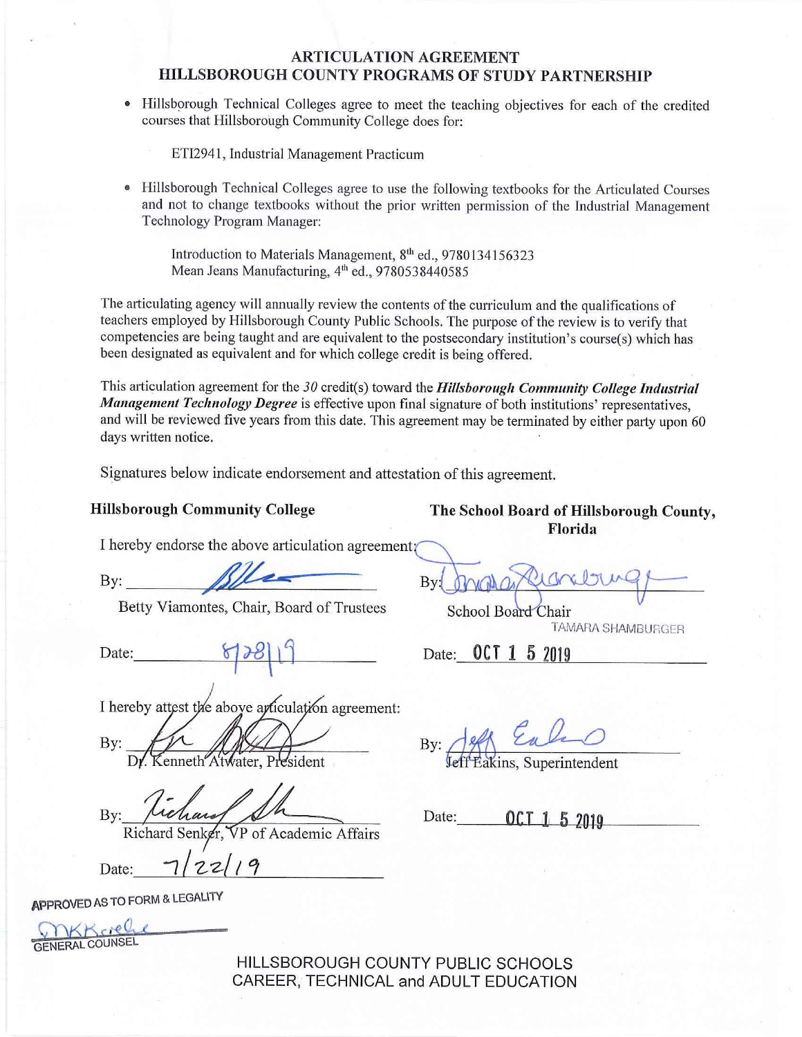# ARTICULATION AGREEMENT
## HILLSBOROUGH COUNTY PROGRAMS OF STUDY PARTNERSHIP

- Hillsborough Technical Colleges agree to meet the teaching objectives for each of the credited courses that Hillsborough Community College does for:

  ETI2941, Industrial Management Practicum

- Hillsborough Technical Colleges agree to use the following textbooks for the Articulated Courses and not to change textbooks without the prior written permission of the Industrial Management Technology Program Manager:

  Introduction to Materials Management, 8th ed., 9780134156323
  Mean Jeans Manufacturing, 4th ed., 9780538440585

The articulating agency will annually review the contents of the curriculum and the qualifications of teachers employed by Hillsborough County Public Schools. The purpose of the review is to verify that competencies are being taught and are equivalent to the postsecondary institution's course(s) which has been designated as equivalent and for which college credit is being offered.

This articulation agreement for the *30* credit(s) toward the ***Hillsborough Community College Industrial Management Technology Degree*** is effective upon final signature of both institutions' representatives, and will be reviewed five years from this date. This agreement may be terminated by either party upon 60 days written notice.

Signatures below indicate endorsement and attestation of this agreement.

**Hillsborough Community College**

I hereby endorse the above articulation agreement:

By: ______________________
Betty Viamontes, Chair, Board of Trustees

Date: 8/28/19

I hereby attest the above articulation agreement:

By: ______________________
Dr. Kenneth Atwater, President

By: ______________________
Richard Senker, VP of Academic Affairs

Date: 7/22/19

APPROVED AS TO FORM & LEGALITY

______________________
GENERAL COUNSEL

**The School Board of Hillsborough County, Florida**

By: ______________________
School Board Chair
TAMARA SHAMBURGER

Date: OCT 15 2019

By: ______________________
Jeff Eakins, Superintendent

Date: OCT 15 2019

HILLSBOROUGH COUNTY PUBLIC SCHOOLS
CAREER, TECHNICAL and ADULT EDUCATION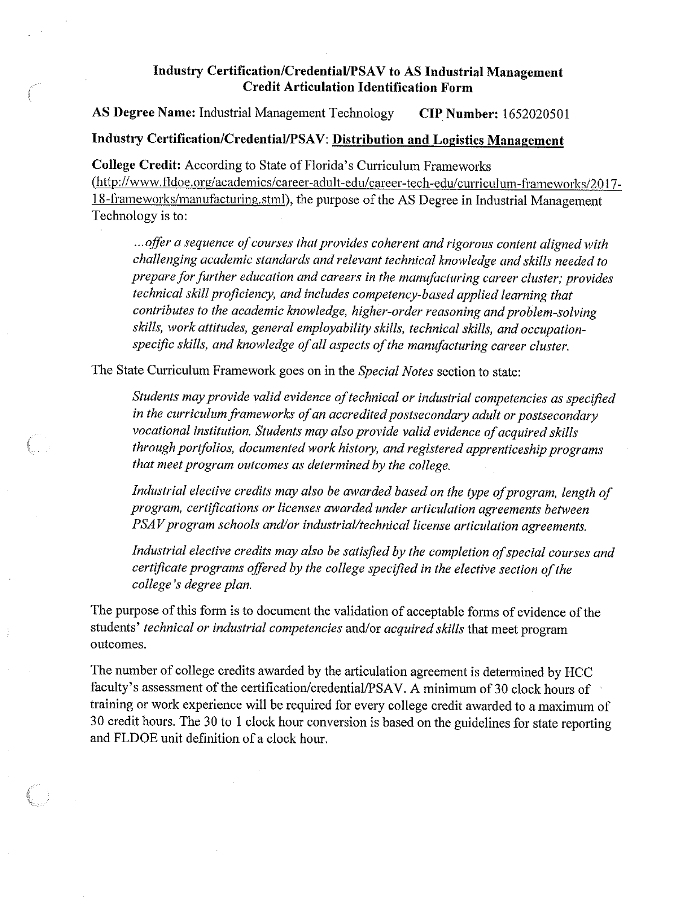## Industry Certification/Credential/PSAV to AS Industrial Management Credit Articulation Identification Form

**AS Degree Name:** Industrial Management Technology **CIP Number:** 1652020501

**Industry Certification/Credential/PSAV:** **Distribution and Logistics Management**

**College Credit:** According to State of Florida's Curriculum Frameworks (http://www.fldoe.org/academics/career-adult-edu/career-tech-edu/curriculum-frameworks/2017-18-frameworks/manufacturing.stml), the purpose of the AS Degree in Industrial Management Technology is to:

> *...offer a sequence of courses that provides coherent and rigorous content aligned with challenging academic standards and relevant technical knowledge and skills needed to prepare for further education and careers in the manufacturing career cluster; provides technical skill proficiency, and includes competency-based applied learning that contributes to the academic knowledge, higher-order reasoning and problem-solving skills, work attitudes, general employability skills, technical skills, and occupation-specific skills, and knowledge of all aspects of the manufacturing career cluster.*

The State Curriculum Framework goes on in the *Special Notes* section to state:

> *Students may provide valid evidence of technical or industrial competencies as specified in the curriculum frameworks of an accredited postsecondary adult or postsecondary vocational institution. Students may also provide valid evidence of acquired skills through portfolios, documented work history, and registered apprenticeship programs that meet program outcomes as determined by the college.*
>
> *Industrial elective credits may also be awarded based on the type of program, length of program, certifications or licenses awarded under articulation agreements between PSAV program schools and/or industrial/technical license articulation agreements.*
>
> *Industrial elective credits may also be satisfied by the completion of special courses and certificate programs offered by the college specified in the elective section of the college's degree plan.*

The purpose of this form is to document the validation of acceptable forms of evidence of the students' *technical or industrial competencies* and/or *acquired skills* that meet program outcomes.

The number of college credits awarded by the articulation agreement is determined by HCC faculty's assessment of the certification/credential/PSAV. A minimum of 30 clock hours of training or work experience will be required for every college credit awarded to a maximum of 30 credit hours. The 30 to 1 clock hour conversion is based on the guidelines for state reporting and FLDOE unit definition of a clock hour.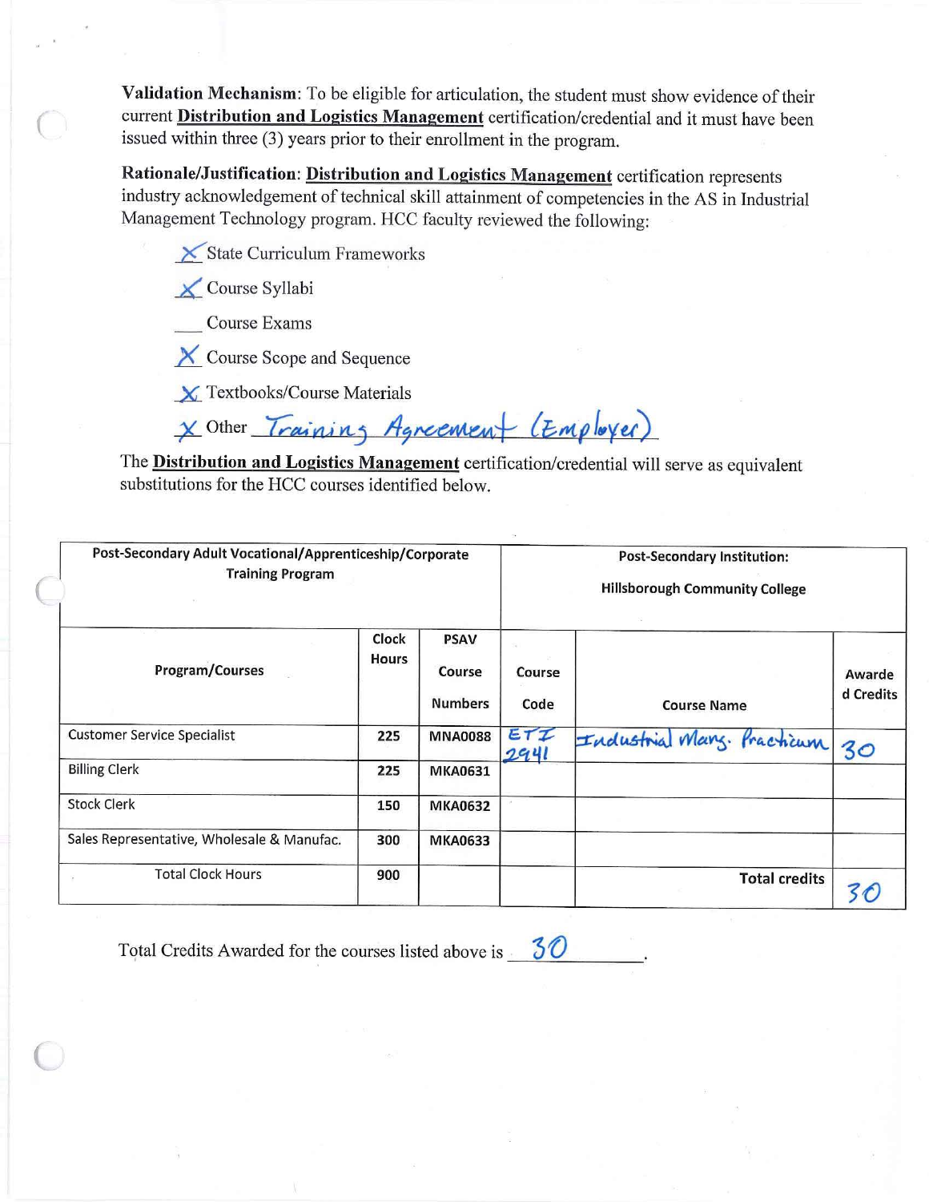**Validation Mechanism**: To be eligible for articulation, the student must show evidence of their current **Distribution and Logistics Management** certification/credential and it must have been issued within three (3) years prior to their enrollment in the program.

**Rationale/Justification**: **Distribution and Logistics Management** certification represents industry acknowledgement of technical skill attainment of competencies in the AS in Industrial Management Technology program. HCC faculty reviewed the following:

- X State Curriculum Frameworks
- X Course Syllabi
- ___ Course Exams
- X Course Scope and Sequence
- X Textbooks/Course Materials
- X Other Training Agreement (Employer)

The **Distribution and Logistics Management** certification/credential will serve as equivalent substitutions for the HCC courses identified below.

| Post-Secondary Adult Vocational/Apprenticeship/Corporate Training Program | | | Post-Secondary Institution: Hillsborough Community College | | |
|---|---|---|---|---|---|
| Program/Courses | Clock Hours | PSAV Course Numbers | Course Code | Course Name | Awarded Credits |
| Customer Service Specialist | 225 | MNA0088 | ETI 2941 | Industrial Mang. Practicum | 30 |
| Billing Clerk | 225 | MKA0631 | | | |
| Stock Clerk | 150 | MKA0632 | | | |
| Sales Representative, Wholesale & Manufac. | 300 | MKA0633 | | | |
| Total Clock Hours | 900 | | | Total credits | 30 |

Total Credits Awarded for the courses listed above is 30.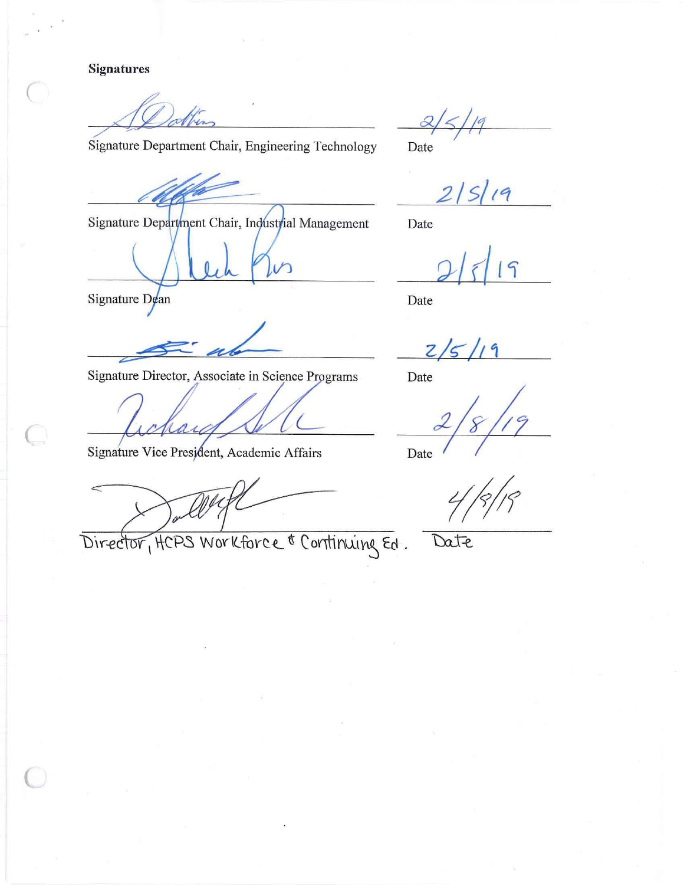**Signatures**

_________________________ 2/5/19
Signature Department Chair, Engineering Technology — Date

_________________________ 2/5/19
Signature Department Chair, Industrial Management — Date

_________________________ 2/5/19
Signature Dean — Date

_________________________ 2/5/19
Signature Director, Associate in Science Programs — Date

_________________________ 2/8/19
Signature Vice President, Academic Affairs — Date

_________________________ 4/9/19
Director, HCPS Workforce & Continuing Ed. — Date